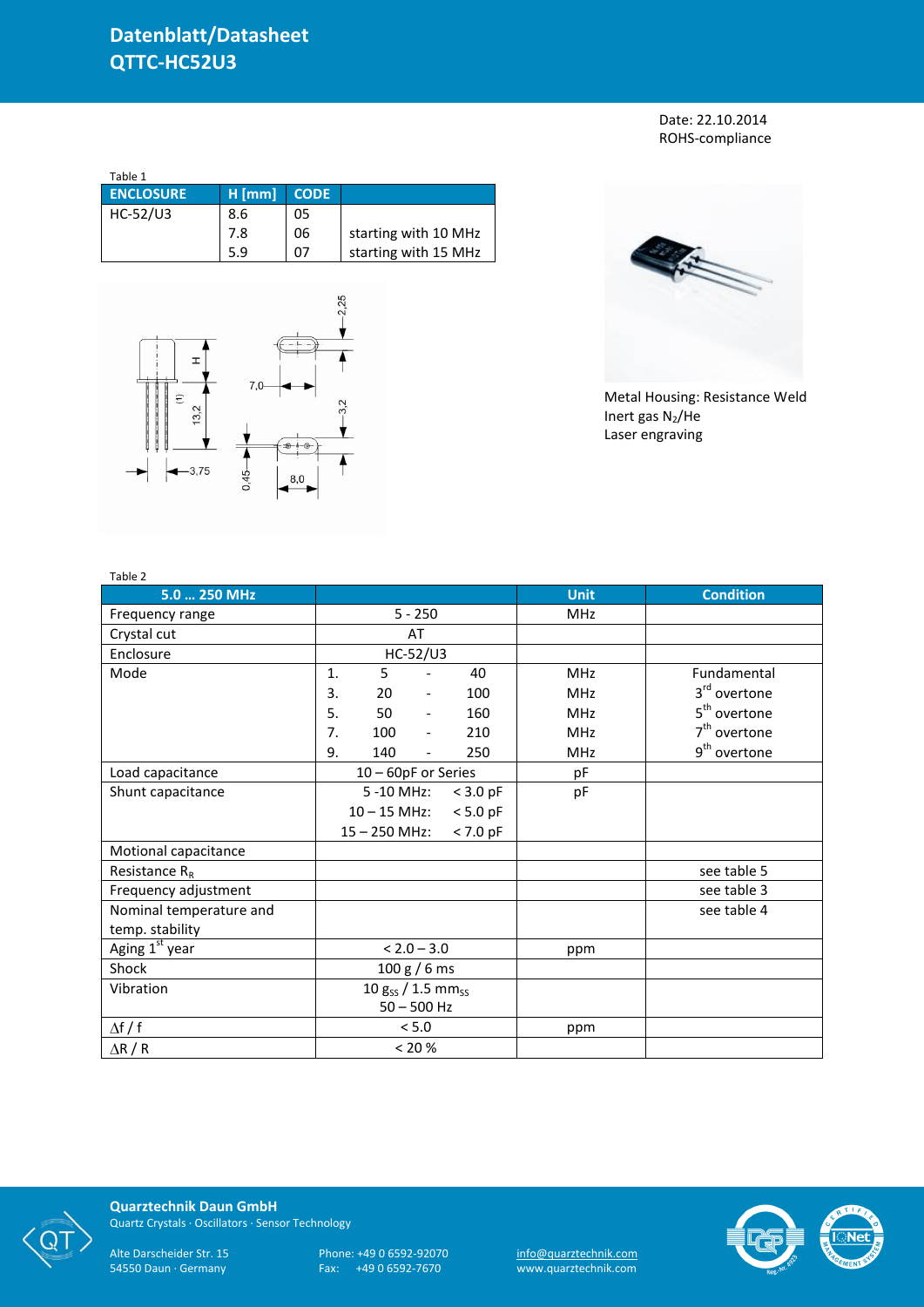# Datenblatt/Datasheet
# QTTC-HC52U3

Date: 22.10.2014
ROHS-compliance

Table 1

| ENCLOSURE | H [mm] | CODE | |
|---|---|---|---|
| HC-52/U3 | 8.6 | 05 | |
| | 7.8 | 06 | starting with 10 MHz |
| | 5.9 | 07 | starting with 15 MHz |

Metal Housing: Resistance Weld
Inert gas $N_2$/He
Laser engraving

Table 2

| 5.0 … 250 MHz | | Unit | Condition |
|---|---|---|---|
| Frequency range | 5 - 250 | MHz | |
| Crystal cut | AT | | |
| Enclosure | HC-52/U3 | | |
| Mode | 1. 5 - 40 | MHz | Fundamental |
| | 3. 20 - 100 | MHz | 3rd overtone |
| | 5. 50 - 160 | MHz | 5th overtone |
| | 7. 100 - 210 | MHz | 7th overtone |
| | 9. 140 - 250 | MHz | 9th overtone |
| Load capacitance | 10 – 60pF or Series | pF | |
| Shunt capacitance | 5 -10 MHz: < 3.0 pF | pF | |
| | 10 – 15 MHz: < 5.0 pF | | |
| | 15 – 250 MHz: < 7.0 pF | | |
| Motional capacitance | | | |
| Resistance $R_R$ | | | see table 5 |
| Frequency adjustment | | | see table 3 |
| Nominal temperature and temp. stability | | | see table 4 |
| Aging 1st year | < 2.0 – 3.0 | ppm | |
| Shock | 100 g / 6 ms | | |
| Vibration | 10 $g_{SS}$ / 1.5 $mm_{SS}$ 50 – 500 Hz | | |
| $\Delta f / f$ | < 5.0 | ppm | |
| $\Delta R / R$ | < 20 % | | |

**Quarztechnik Daun GmbH**
Quartz Crystals · Oscillators · Sensor Technology

Alte Darscheider Str. 15
54550 Daun · Germany

Phone: +49 0 6592-92070
Fax: +49 0 6592-7670

info@quarztechnik.com
www.quarztechnik.com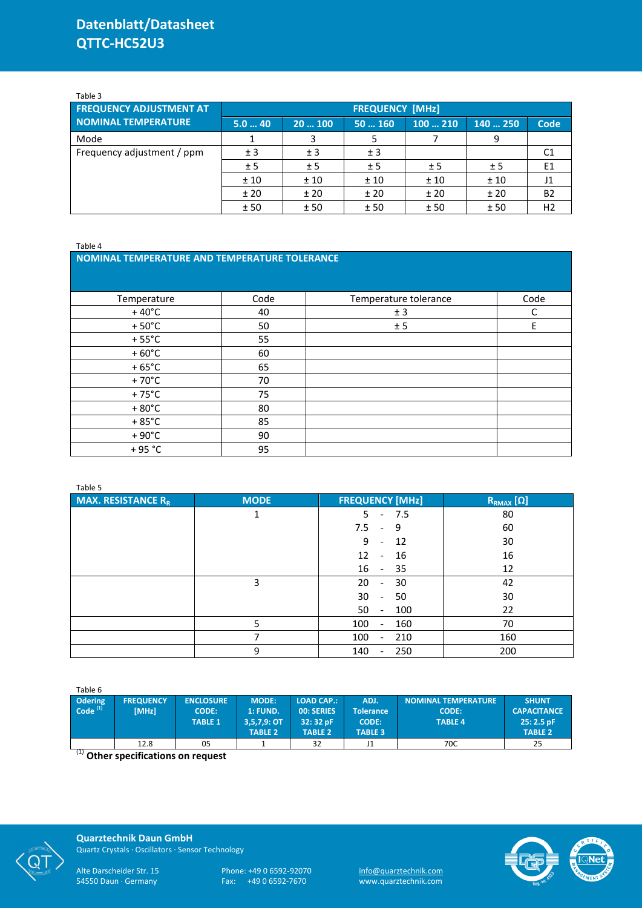Table 3

| FREQUENCY ADJUSTMENT AT NOMINAL TEMPERATURE | FREQUENCY [MHz] | | | | | |
|---|---|---|---|---|---|---|
| | 5.0 … 40 | 20 … 100 | 50 … 160 | 100 … 210 | 140 … 250 | Code |
| Mode | 1 | 3 | 5 | 7 | 9 | |
| Frequency adjustment / ppm | ± 3 | ± 3 | ± 3 | | | C1 |
| | ± 5 | ± 5 | ± 5 | ± 5 | ± 5 | E1 |
| | ± 10 | ± 10 | ± 10 | ± 10 | ± 10 | J1 |
| | ± 20 | ± 20 | ± 20 | ± 20 | ± 20 | B2 |
| | ± 50 | ± 50 | ± 50 | ± 50 | ± 50 | H2 |

Table 4

| NOMINAL TEMPERATURE AND TEMPERATURE TOLERANCE | | | |
|---|---|---|---|
| Temperature | Code | Temperature tolerance | Code |
| + 40°C | 40 | ± 3 | C |
| + 50°C | 50 | ± 5 | E |
| + 55°C | 55 | | |
| + 60°C | 60 | | |
| + 65°C | 65 | | |
| + 70°C | 70 | | |
| + 75°C | 75 | | |
| + 80°C | 80 | | |
| + 85°C | 85 | | |
| + 90°C | 90 | | |
| + 95 °C | 95 | | |

Table 5

| MAX. RESISTANCE $R_R$ | MODE | FREQUENCY [MHz] | $R_{RMAX}$ [Ω] |
|---|---|---|---|
| | 1 | 5 - 7.5 | 80 |
| | | 7.5 - 9 | 60 |
| | | 9 - 12 | 30 |
| | | 12 - 16 | 16 |
| | | 16 - 35 | 12 |
| | 3 | 20 - 30 | 42 |
| | | 30 - 50 | 30 |
| | | 50 - 100 | 22 |
| | 5 | 100 - 160 | 70 |
| | 7 | 100 - 210 | 160 |
| | 9 | 140 - 250 | 200 |

Table 6

| Odering Code [(1)] | FREQUENCY [MHz] | ENCLOSURE CODE: TABLE 1 | MODE: 1: FUND. 3,5,7,9: OT TABLE 2 | LOAD CAP.: 00: SERIES 32: 32 pF TABLE 2 | ADJ. Tolerance CODE: TABLE 3 | NOMINAL TEMPERATURE CODE: TABLE 4 | SHUNT CAPACITANCE 25: 2.5 pF TABLE 2 |
|---|---|---|---|---|---|---|---|
| | 12.8 | 05 | 1 | 32 | J1 | 70C | 25 |

[(1)] **Other specifications on request**